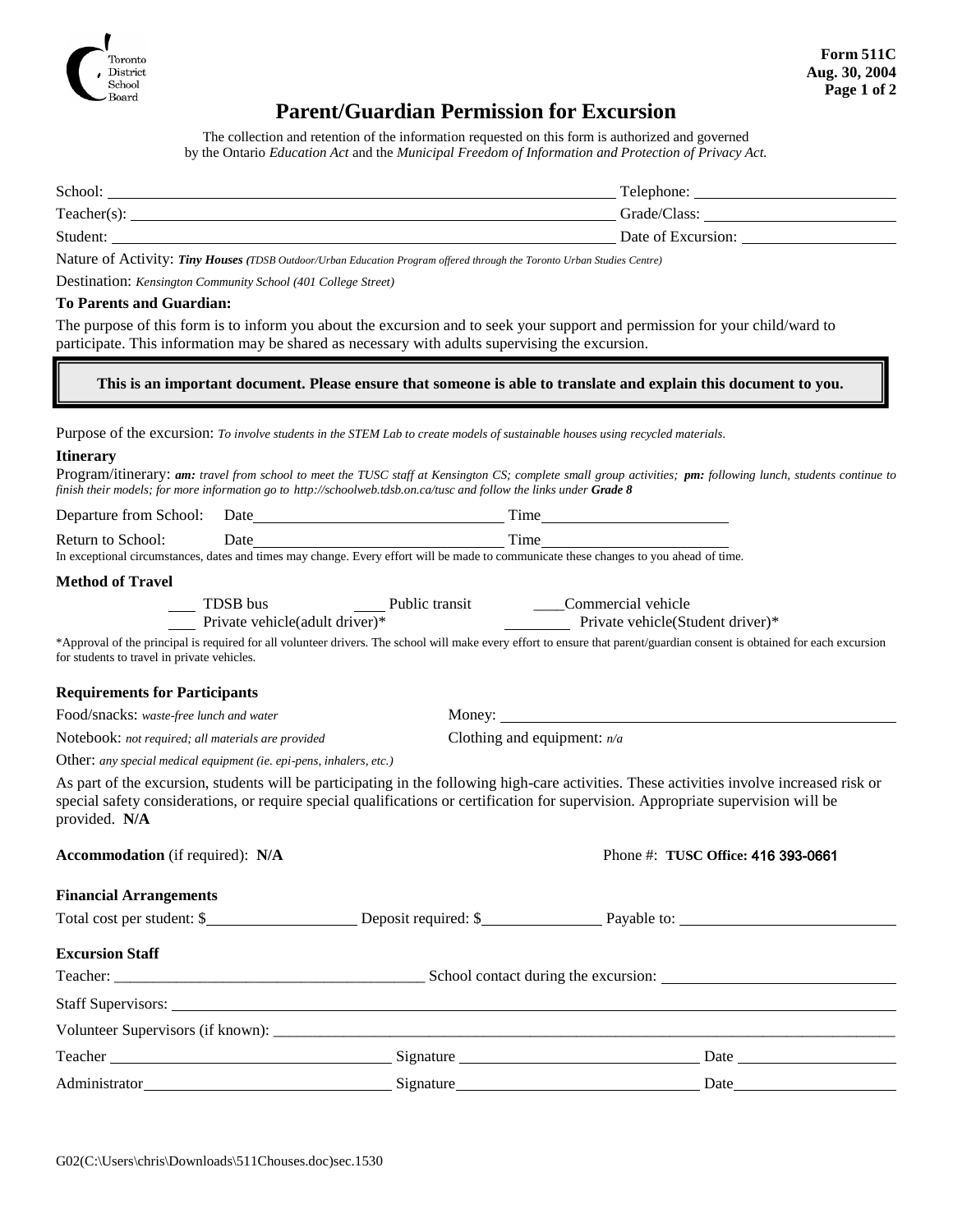Toronto District School Board

**Form 511C**
**Aug. 30, 2004**

# Parent/Guardian Permission for Excursion

The collection and retention of the information requested on this form is authorized and governed by the Ontario *Education Act* and the *Municipal Freedom of Information and Protection of Privacy Act.*

School: ______________________________ Telephone: ______________

Teacher(s): ______________________________ Grade/Class: ______________

Student: ______________________________ Date of Excursion: ______________

Nature of Activity: ***Tiny Houses*** *(TDSB Outdoor/Urban Education Program offered through the Toronto Urban Studies Centre)*

Destination: *Kensington Community School (401 College Street)*

**To Parents and Guardian:**

The purpose of this form is to inform you about the excursion and to seek your support and permission for your child/ward to participate. This information may be shared as necessary with adults supervising the excursion.

> **This is an important document. Please ensure that someone is able to translate and explain this document to you.**

Purpose of the excursion: *To involve students in the STEM Lab to create models of sustainable houses using recycled materials.*

**Itinerary**

Program/itinerary: ***am:*** *travel from school to meet the TUSC staff at Kensington CS; complete small group activities;* ***pm:*** *following lunch, students continue to finish their models; for more information go to http://schoolweb.tdsb.on.ca/tusc and follow the links under* ***Grade 8***

Departure from School: Date ______________ Time ______________

Return to School: Date ______________ Time ______________

In exceptional circumstances, dates and times may change. Every effort will be made to communicate these changes to you ahead of time.

**Method of Travel**

___ TDSB bus ___ Public transit ___ Commercial vehicle
___ Private vehicle(adult driver)* ___ Private vehicle(Student driver)*

*Approval of the principal is required for all volunteer drivers. The school will make every effort to ensure that parent/guardian consent is obtained for each excursion for students to travel in private vehicles.

**Requirements for Participants**

Food/snacks: *waste-free lunch and water*

Money: ______________

Notebook: *not required; all materials are provided*

Clothing and equipment: *n/a*

Other: *any special medical equipment (ie. epi-pens, inhalers, etc.)*

As part of the excursion, students will be participating in the following high-care activities. These activities involve increased risk or special safety considerations, or require special qualifications or certification for supervision. Appropriate supervision will be provided. **N/A**

**Accommodation** (if required): **N/A**

Phone #: **TUSC Office: 416 393-0661**

**Financial Arrangements**

Total cost per student: $__________ Deposit required: $__________ Payable to: ______________

**Excursion Staff**

Teacher: ______________ School contact during the excursion: ______________

Staff Supervisors: ______________

Volunteer Supervisors (if known): ______________

Teacher ______________ Signature ______________ Date ______________

Administrator ______________ Signature ______________ Date ______________

G02(C:\Users\chris\Downloads\511Chouses.doc)sec.1530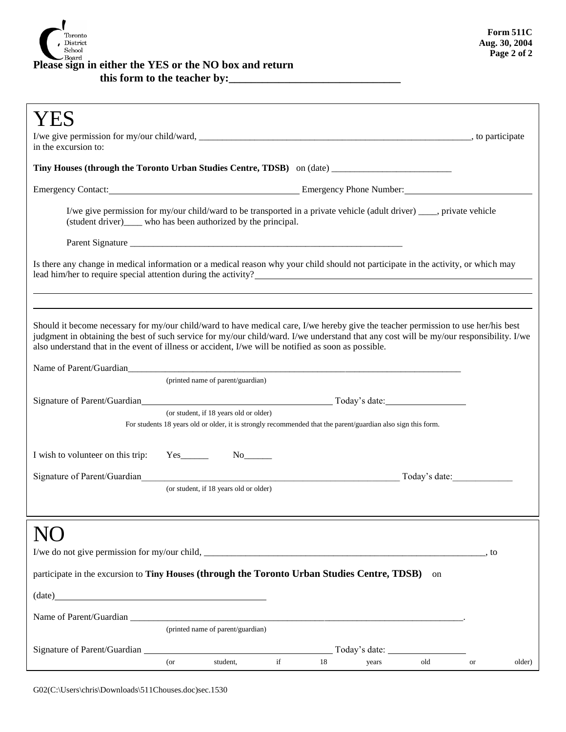**Please sign in either the YES or the NO box and return this form to the teacher by:\_\_\_\_\_\_\_\_\_\_\_\_\_\_\_\_\_\_\_\_\_\_\_\_\_\_\_\_\_\_**

# YES

I/we give permission for my/our child/ward, \_\_\_\_\_\_\_\_\_\_\_\_\_\_\_\_\_\_\_\_\_\_\_\_\_\_\_\_\_\_\_\_\_\_\_\_\_\_\_\_\_\_\_\_\_\_\_\_\_\_\_\_\_\_\_\_\_\_\_\_, to participate in the excursion to:

**Tiny Houses (through the Toronto Urban Studies Centre, TDSB)** on (date) \_\_\_\_\_\_\_\_\_\_\_\_\_\_\_\_\_\_\_\_\_\_\_\_\_\_

Emergency Contact: \_\_\_\_\_\_\_\_\_\_\_\_\_\_\_\_\_\_\_\_\_\_\_\_\_\_\_\_\_\_\_\_\_\_\_\_\_\_\_\_ Emergency Phone Number: \_\_\_\_\_\_\_\_\_\_\_\_\_\_\_\_\_\_\_\_\_\_\_\_\_\_\_\_

I/we give permission for my/our child/ward to be transported in a private vehicle (adult driver) \_\_\_\_, private vehicle (student driver)\_\_\_\_ who has been authorized by the principal.

Parent Signature \_\_\_\_\_\_\_\_\_\_\_\_\_\_\_\_\_\_\_\_\_\_\_\_\_\_\_\_\_\_\_\_\_\_\_\_\_\_\_\_\_\_\_\_\_\_\_\_\_\_\_\_\_\_\_\_\_\_\_\_

Is there any change in medical information or a medical reason why your child should not participate in the activity, or which may lead him/her to require special attention during the activity? \_\_\_\_\_\_\_\_\_\_\_\_\_\_\_\_\_\_\_\_\_\_\_\_\_\_\_\_\_\_\_\_\_\_\_\_\_\_\_\_\_\_\_\_\_\_\_\_\_\_\_\_\_\_\_\_\_\_

\_\_\_\_\_\_\_\_\_\_\_\_\_\_\_\_\_\_\_\_\_\_\_\_\_\_\_\_\_\_\_\_\_\_\_\_\_\_\_\_\_\_\_\_\_\_\_\_\_\_\_\_\_\_\_\_\_\_\_\_\_\_\_\_\_\_\_\_\_\_\_\_\_\_\_\_\_\_\_\_\_\_\_\_\_\_\_\_\_\_\_\_\_\_\_\_\_\_\_\_\_\_\_\_

\_\_\_\_\_\_\_\_\_\_\_\_\_\_\_\_\_\_\_\_\_\_\_\_\_\_\_\_\_\_\_\_\_\_\_\_\_\_\_\_\_\_\_\_\_\_\_\_\_\_\_\_\_\_\_\_\_\_\_\_\_\_\_\_\_\_\_\_\_\_\_\_\_\_\_\_\_\_\_\_\_\_\_\_\_\_\_\_\_\_\_\_\_\_\_\_\_\_\_\_\_\_\_\_

Should it become necessary for my/our child/ward to have medical care, I/we hereby give the teacher permission to use her/his best judgment in obtaining the best of such service for my/our child/ward. I/we understand that any cost will be my/our responsibility. I/we also understand that in the event of illness or accident, I/we will be notified as soon as possible.

Name of Parent/Guardian\_\_\_\_\_\_\_\_\_\_\_\_\_\_\_\_\_\_\_\_\_\_\_\_\_\_\_\_\_\_\_\_\_\_\_\_\_\_\_\_\_\_\_\_\_\_\_\_\_\_\_\_\_\_\_\_\_\_\_\_\_\_\_\_\_\_\_\_\_\_\_\_\_
(printed name of parent/guardian)

Signature of Parent/Guardian\_\_\_\_\_\_\_\_\_\_\_\_\_\_\_\_\_\_\_\_\_\_\_\_\_\_\_\_\_\_\_\_\_\_\_\_\_\_\_\_\_\_\_ Today's date: \_\_\_\_\_\_\_\_\_\_\_\_\_\_\_\_\_
(or student, if 18 years old or older)

For students 18 years old or older, it is strongly recommended that the parent/guardian also sign this form.

I wish to volunteer on this trip: Yes\_\_\_\_\_\_ No\_\_\_\_\_\_

Signature of Parent/Guardian\_\_\_\_\_\_\_\_\_\_\_\_\_\_\_\_\_\_\_\_\_\_\_\_\_\_\_\_\_\_\_\_\_\_\_\_\_\_\_\_\_\_\_\_\_\_\_\_\_\_\_\_\_\_\_\_\_\_ Today's date:\_\_\_\_\_\_\_\_\_\_\_\_\_
(or student, if 18 years old or older)

# NO

I/we do not give permission for my/our child, \_\_\_\_\_\_\_\_\_\_\_\_\_\_\_\_\_\_\_\_\_\_\_\_\_\_\_\_\_\_\_\_\_\_\_\_\_\_\_\_\_\_\_\_\_\_\_\_\_\_\_\_\_\_\_\_\_\_\_\_\_\_, to

participate in the excursion to **Tiny Houses (through the Toronto Urban Studies Centre, TDSB)** on

(date) \_\_\_\_\_\_\_\_\_\_\_\_\_\_\_\_\_\_\_\_\_\_\_\_\_\_\_\_\_\_\_\_\_\_\_\_\_\_\_\_\_\_\_\_\_\_

Name of Parent/Guardian \_\_\_\_\_\_\_\_\_\_\_\_\_\_\_\_\_\_\_\_\_\_\_\_\_\_\_\_\_\_\_\_\_\_\_\_\_\_\_\_\_\_\_\_\_\_\_\_\_\_\_\_\_\_\_\_\_\_\_\_\_\_\_\_\_\_\_\_\_\_\_\_\_\_.
(printed name of parent/guardian)

Signature of Parent/Guardian \_\_\_\_\_\_\_\_\_\_\_\_\_\_\_\_\_\_\_\_\_\_\_\_\_\_\_\_\_\_\_\_\_\_\_\_\_\_\_\_\_\_\_ Today's date: \_\_\_\_\_\_\_\_\_\_\_\_\_\_\_\_\_
(or student, if 18 years old or older)

G02(C:\Users\chris\Downloads\511Chouses.doc)sec.1530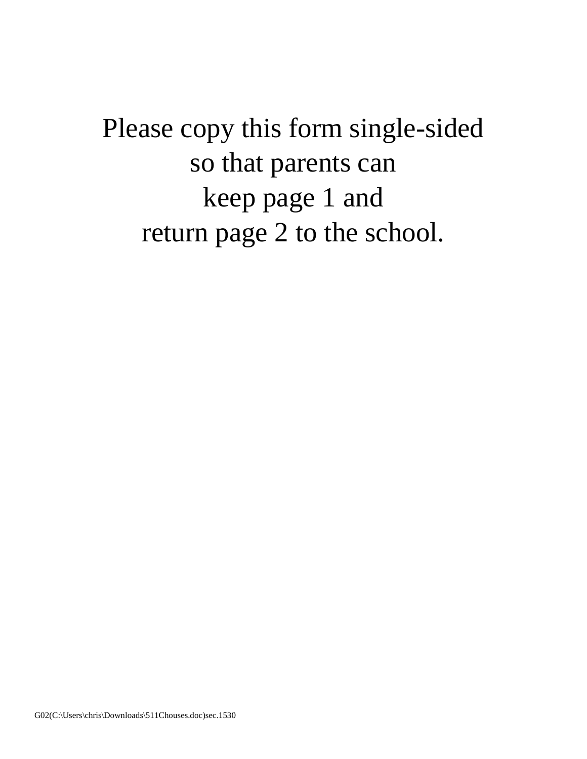Please copy this form single-sided
so that parents can
keep page 1 and
return page 2 to the school.